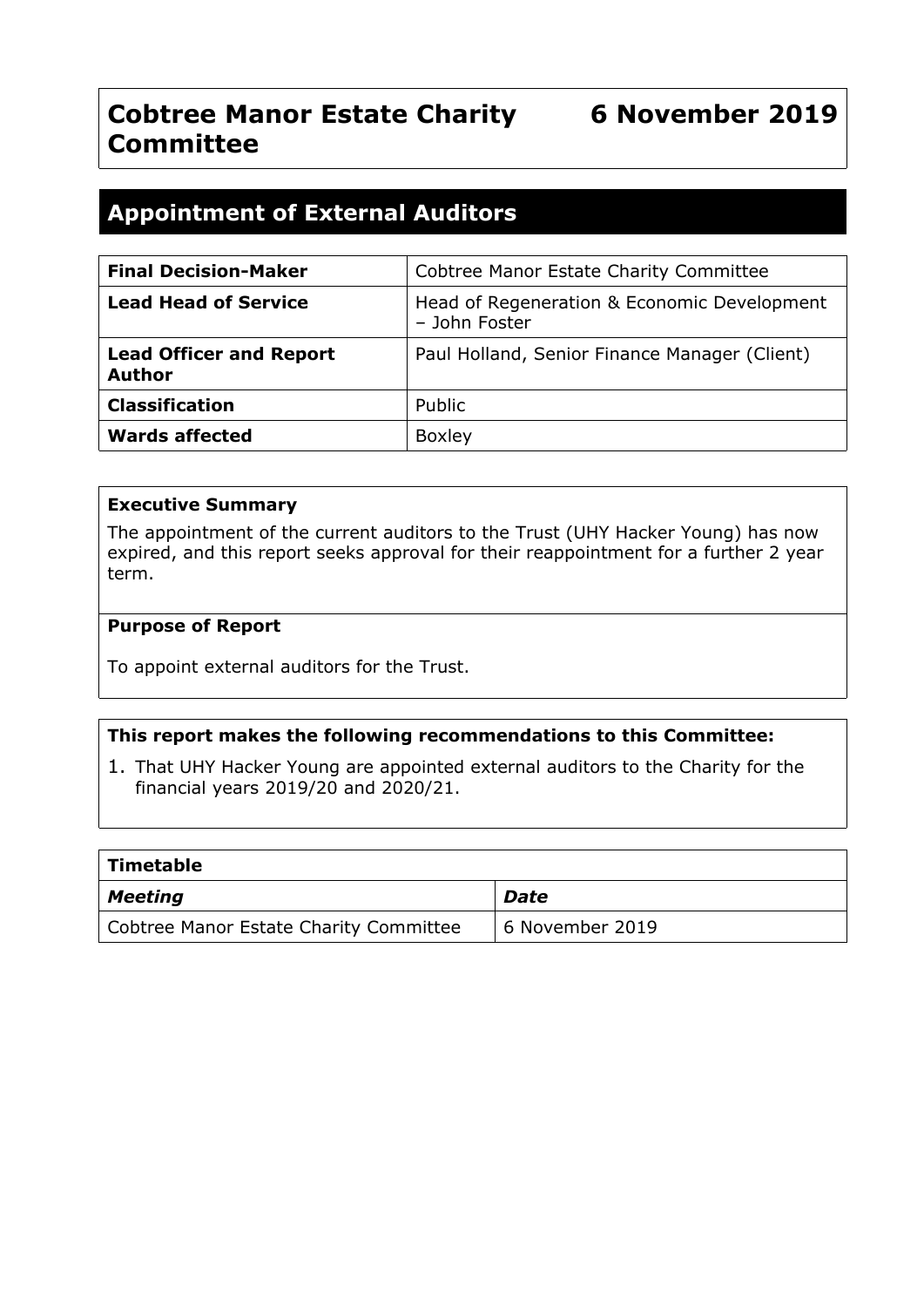# Cobtree Manor Estate Charity Committee

**6 November 2019**

## Appointment of External Auditors

| Final Decision-Maker | Cobtree Manor Estate Charity Committee |
|---|---|
| **Lead Head of Service** | Head of Regeneration & Economic Development – John Foster |
| **Lead Officer and Report Author** | Paul Holland, Senior Finance Manager (Client) |
| **Classification** | Public |
| **Wards affected** | Boxley |

**Executive Summary**

The appointment of the current auditors to the Trust (UHY Hacker Young) has now expired, and this report seeks approval for their reappointment for a further 2 year term.

**Purpose of Report**

To appoint external auditors for the Trust.

**This report makes the following recommendations to this Committee:**

1. That UHY Hacker Young are appointed external auditors to the Charity for the financial years 2019/20 and 2020/21.

| Timetable | |
|---|---|
| ***Meeting*** | ***Date*** |
| Cobtree Manor Estate Charity Committee | 6 November 2019 |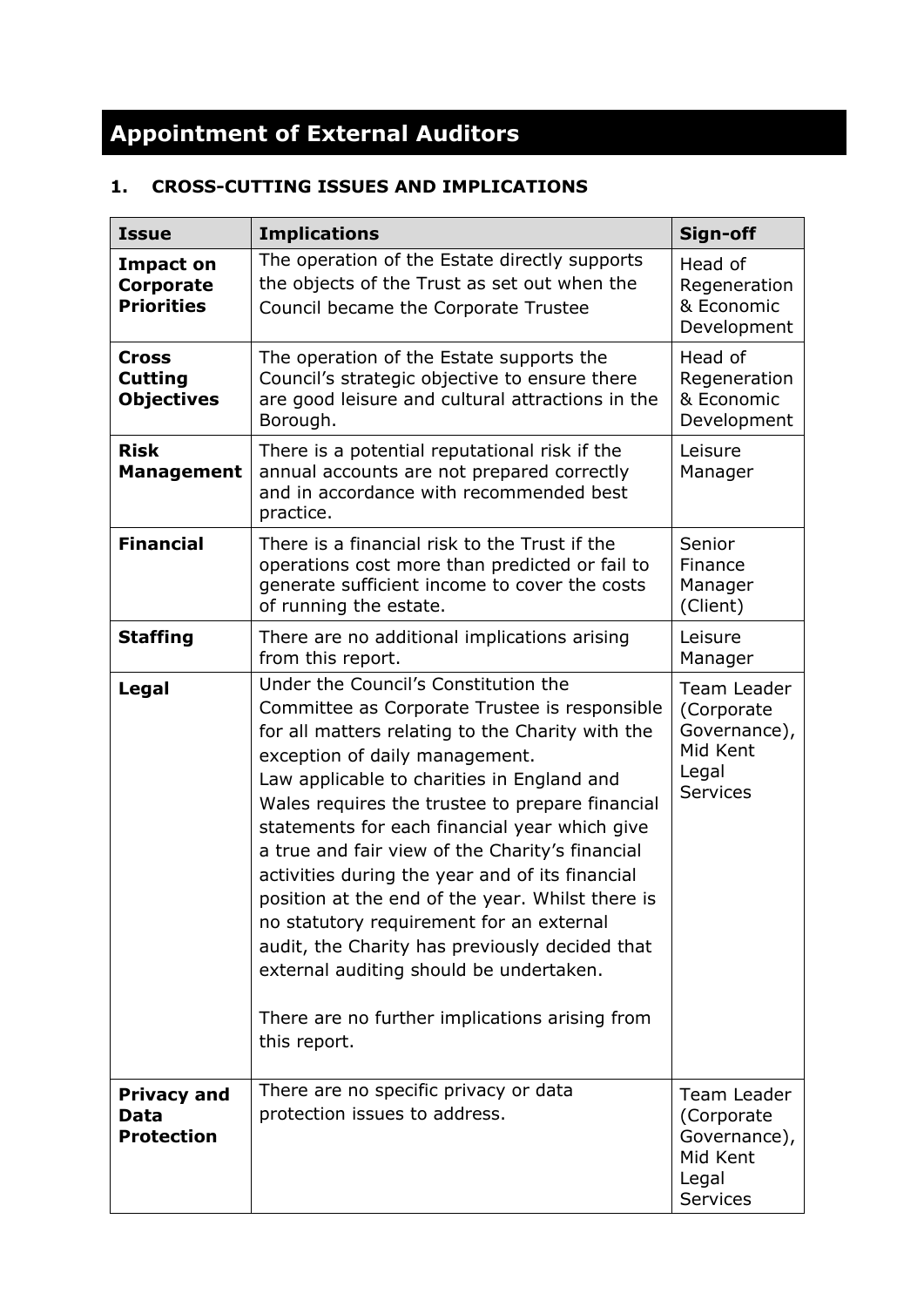# Appointment of External Auditors

## 1. CROSS-CUTTING ISSUES AND IMPLICATIONS

| Issue | Implications | Sign-off |
|---|---|---|
| **Impact on Corporate Priorities** | The operation of the Estate directly supports the objects of the Trust as set out when the Council became the Corporate Trustee | Head of Regeneration & Economic Development |
| **Cross Cutting Objectives** | The operation of the Estate supports the Council's strategic objective to ensure there are good leisure and cultural attractions in the Borough. | Head of Regeneration & Economic Development |
| **Risk Management** | There is a potential reputational risk if the annual accounts are not prepared correctly and in accordance with recommended best practice. | Leisure Manager |
| **Financial** | There is a financial risk to the Trust if the operations cost more than predicted or fail to generate sufficient income to cover the costs of running the estate. | Senior Finance Manager (Client) |
| **Staffing** | There are no additional implications arising from this report. | Leisure Manager |
| **Legal** | Under the Council's Constitution the Committee as Corporate Trustee is responsible for all matters relating to the Charity with the exception of daily management.<br>Law applicable to charities in England and Wales requires the trustee to prepare financial statements for each financial year which give a true and fair view of the Charity's financial activities during the year and of its financial position at the end of the year. Whilst there is no statutory requirement for an external audit, the Charity has previously decided that external auditing should be undertaken.<br><br>There are no further implications arising from this report. | Team Leader (Corporate Governance), Mid Kent Legal Services |
| **Privacy and Data Protection** | There are no specific privacy or data protection issues to address. | Team Leader (Corporate Governance), Mid Kent Legal Services |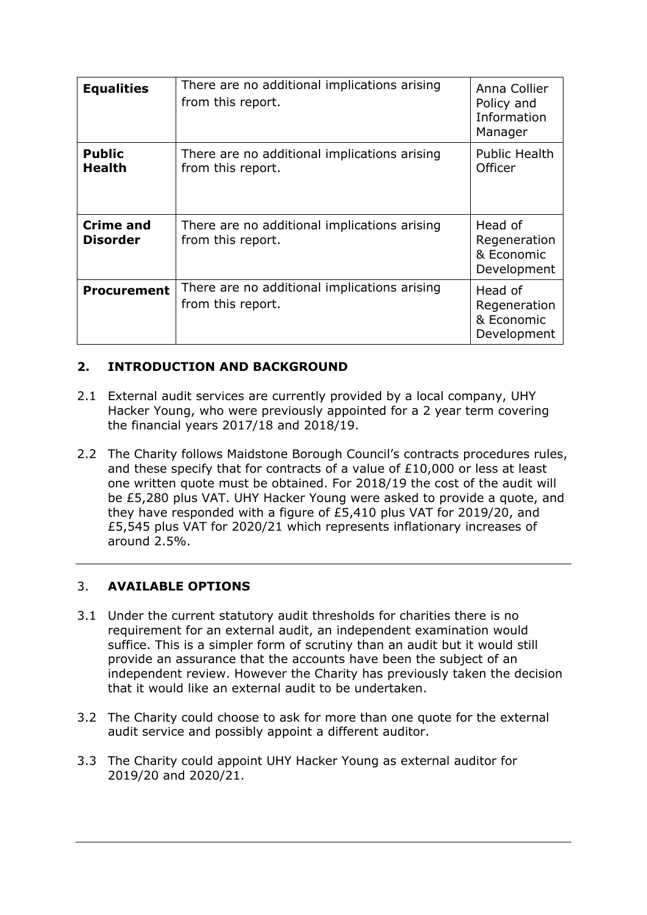| **Equalities** | There are no additional implications arising from this report. | Anna Collier Policy and Information Manager |
|---|---|---|
| **Public Health** | There are no additional implications arising from this report. | Public Health Officer |
| **Crime and Disorder** | There are no additional implications arising from this report. | Head of Regeneration & Economic Development |
| **Procurement** | There are no additional implications arising from this report. | Head of Regeneration & Economic Development |

## 2. INTRODUCTION AND BACKGROUND

2.1 External audit services are currently provided by a local company, UHY Hacker Young, who were previously appointed for a 2 year term covering the financial years 2017/18 and 2018/19.

2.2 The Charity follows Maidstone Borough Council's contracts procedures rules, and these specify that for contracts of a value of £10,000 or less at least one written quote must be obtained. For 2018/19 the cost of the audit will be £5,280 plus VAT. UHY Hacker Young were asked to provide a quote, and they have responded with a figure of £5,410 plus VAT for 2019/20, and £5,545 plus VAT for 2020/21 which represents inflationary increases of around 2.5%.

## 3. AVAILABLE OPTIONS

3.1 Under the current statutory audit thresholds for charities there is no requirement for an external audit, an independent examination would suffice. This is a simpler form of scrutiny than an audit but it would still provide an assurance that the accounts have been the subject of an independent review. However the Charity has previously taken the decision that it would like an external audit to be undertaken.

3.2 The Charity could choose to ask for more than one quote for the external audit service and possibly appoint a different auditor.

3.3 The Charity could appoint UHY Hacker Young as external auditor for 2019/20 and 2020/21.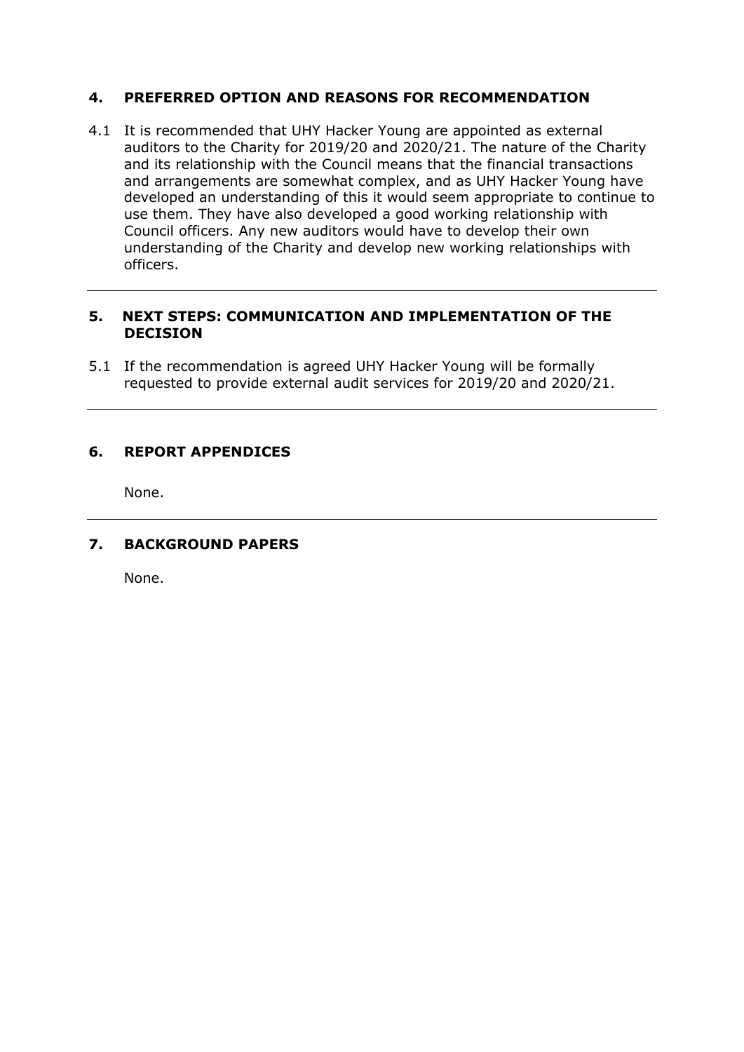## 4. PREFERRED OPTION AND REASONS FOR RECOMMENDATION

4.1 It is recommended that UHY Hacker Young are appointed as external auditors to the Charity for 2019/20 and 2020/21. The nature of the Charity and its relationship with the Council means that the financial transactions and arrangements are somewhat complex, and as UHY Hacker Young have developed an understanding of this it would seem appropriate to continue to use them. They have also developed a good working relationship with Council officers. Any new auditors would have to develop their own understanding of the Charity and develop new working relationships with officers.

---

## 5. NEXT STEPS: COMMUNICATION AND IMPLEMENTATION OF THE DECISION

5.1 If the recommendation is agreed UHY Hacker Young will be formally requested to provide external audit services for 2019/20 and 2020/21.

---

## 6. REPORT APPENDICES

None.

---

## 7. BACKGROUND PAPERS

None.